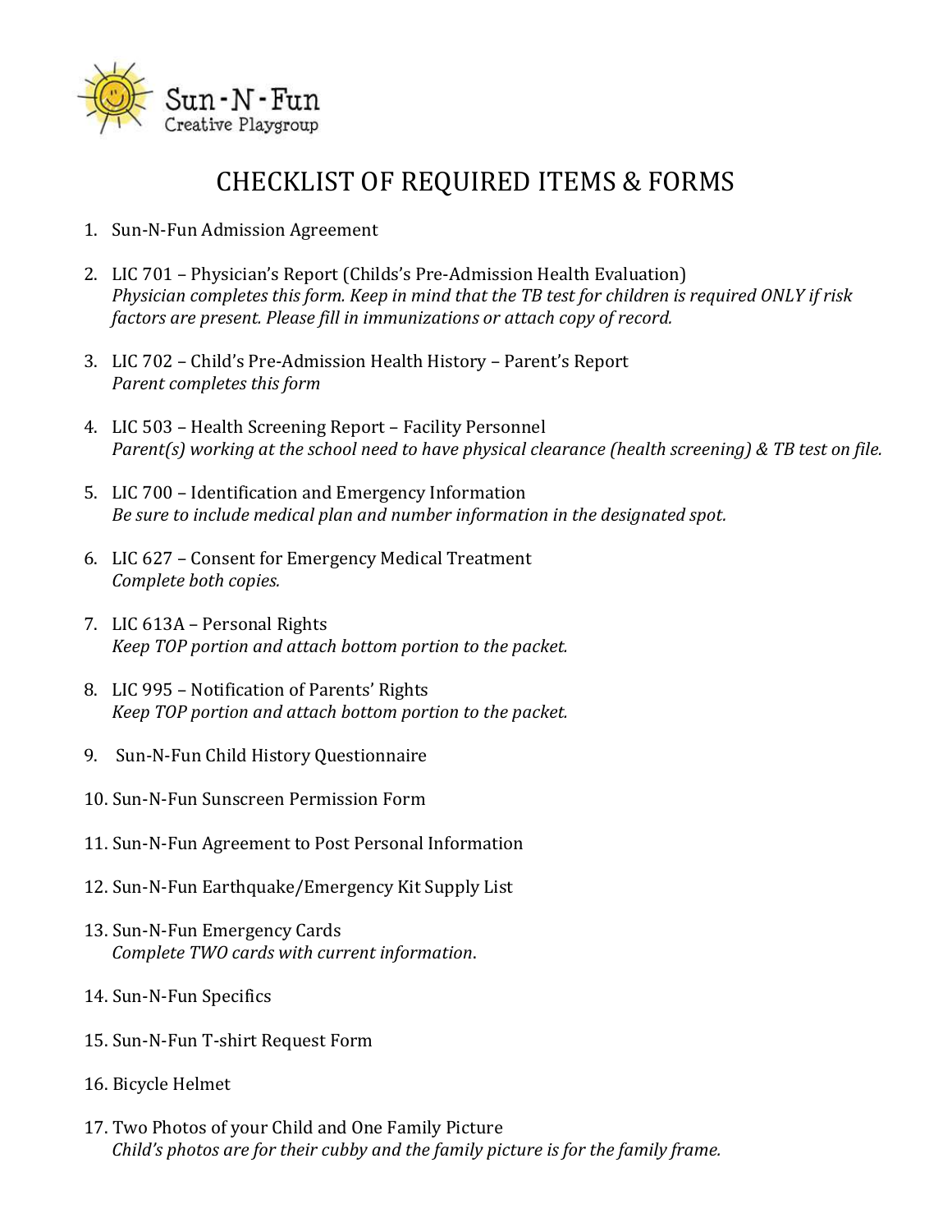Sun-N-Fun
Creative Playgroup

# CHECKLIST OF REQUIRED ITEMS & FORMS

1. Sun-N-Fun Admission Agreement

2. LIC 701 – Physician's Report (Childs's Pre-Admission Health Evaluation)
   *Physician completes this form. Keep in mind that the TB test for children is required ONLY if risk factors are present. Please fill in immunizations or attach copy of record.*

3. LIC 702 – Child's Pre-Admission Health History – Parent's Report
   *Parent completes this form*

4. LIC 503 – Health Screening Report – Facility Personnel
   *Parent(s) working at the school need to have physical clearance (health screening) & TB test on file.*

5. LIC 700 – Identification and Emergency Information
   *Be sure to include medical plan and number information in the designated spot.*

6. LIC 627 – Consent for Emergency Medical Treatment
   *Complete both copies.*

7. LIC 613A – Personal Rights
   *Keep TOP portion and attach bottom portion to the packet.*

8. LIC 995 – Notification of Parents' Rights
   *Keep TOP portion and attach bottom portion to the packet.*

9. Sun-N-Fun Child History Questionnaire

10. Sun-N-Fun Sunscreen Permission Form

11. Sun-N-Fun Agreement to Post Personal Information

12. Sun-N-Fun Earthquake/Emergency Kit Supply List

13. Sun-N-Fun Emergency Cards
    *Complete TWO cards with current information*.

14. Sun-N-Fun Specifics

15. Sun-N-Fun T-shirt Request Form

16. Bicycle Helmet

17. Two Photos of your Child and One Family Picture
    *Child's photos are for their cubby and the family picture is for the family frame.*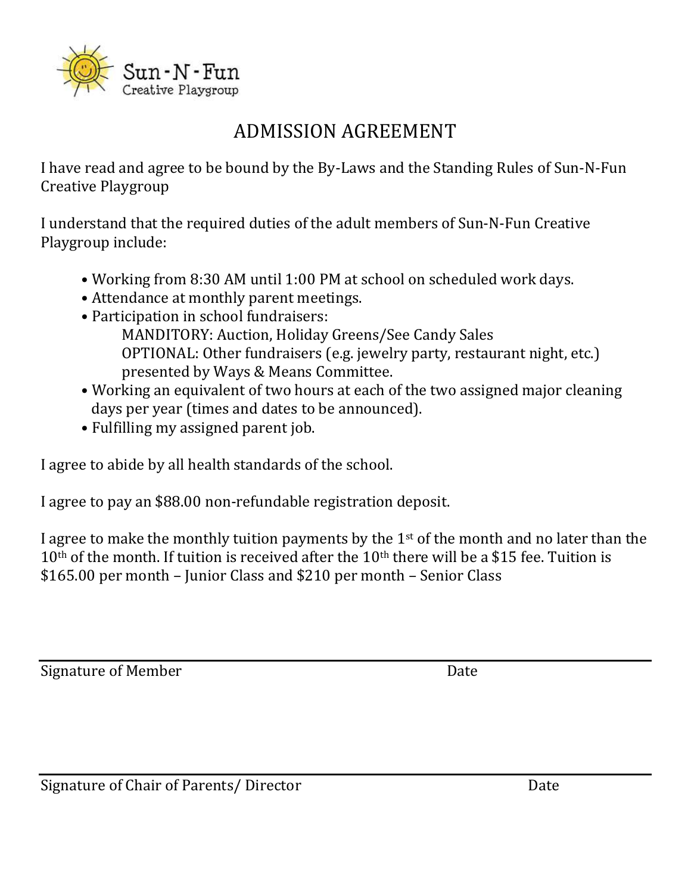Sun-N-Fun
Creative Playgroup

# ADMISSION AGREEMENT

I have read and agree to be bound by the By-Laws and the Standing Rules of Sun-N-Fun Creative Playgroup

I understand that the required duties of the adult members of Sun-N-Fun Creative Playgroup include:

- Working from 8:30 AM until 1:00 PM at school on scheduled work days.
- Attendance at monthly parent meetings.
- Participation in school fundraisers:
  MANDITORY: Auction, Holiday Greens/See Candy Sales
  OPTIONAL: Other fundraisers (e.g. jewelry party, restaurant night, etc.) presented by Ways & Means Committee.
- Working an equivalent of two hours at each of the two assigned major cleaning days per year (times and dates to be announced).
- Fulfilling my assigned parent job.

I agree to abide by all health standards of the school.

I agree to pay an $88.00 non-refundable registration deposit.

I agree to make the monthly tuition payments by the 1st of the month and no later than the 10th of the month. If tuition is received after the 10th there will be a $15 fee. Tuition is $165.00 per month – Junior Class and $210 per month – Senior Class

Signature of Member &emsp;&emsp;&emsp;&emsp;&emsp;&emsp;&emsp;&emsp; Date

Signature of Chair of Parents/ Director &emsp;&emsp;&emsp;&emsp;&emsp;&emsp;&emsp;&emsp; Date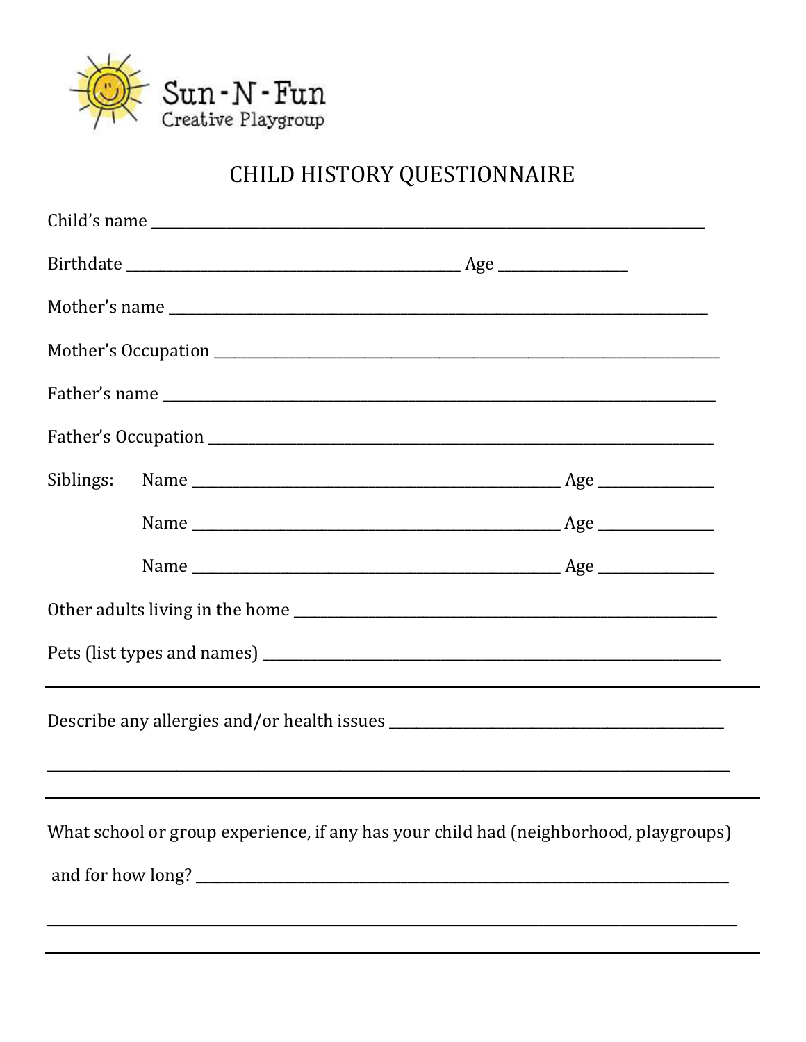Sun-N-Fun
Creative Playgroup

# CHILD HISTORY QUESTIONNAIRE

Child's name ______________________________________________________________

Birthdate ____________________________________ Age ______________

Mother's name ____________________________________________________________

Mother's Occupation _______________________________________________________

Father's name _____________________________________________________________

Father's Occupation ________________________________________________________

Siblings: Name ________________________________________ Age _____________

Name ________________________________________ Age _____________

Name ________________________________________ Age _____________

Other adults living in the home ______________________________________________

Pets (list types and names) __________________________________________________

---

Describe any allergies and/or health issues ___________________________________

_____________________________________________________________________________

---

What school or group experience, if any has your child had (neighborhood, playgroups) and for how long? _________________________________________________________

_____________________________________________________________________________

---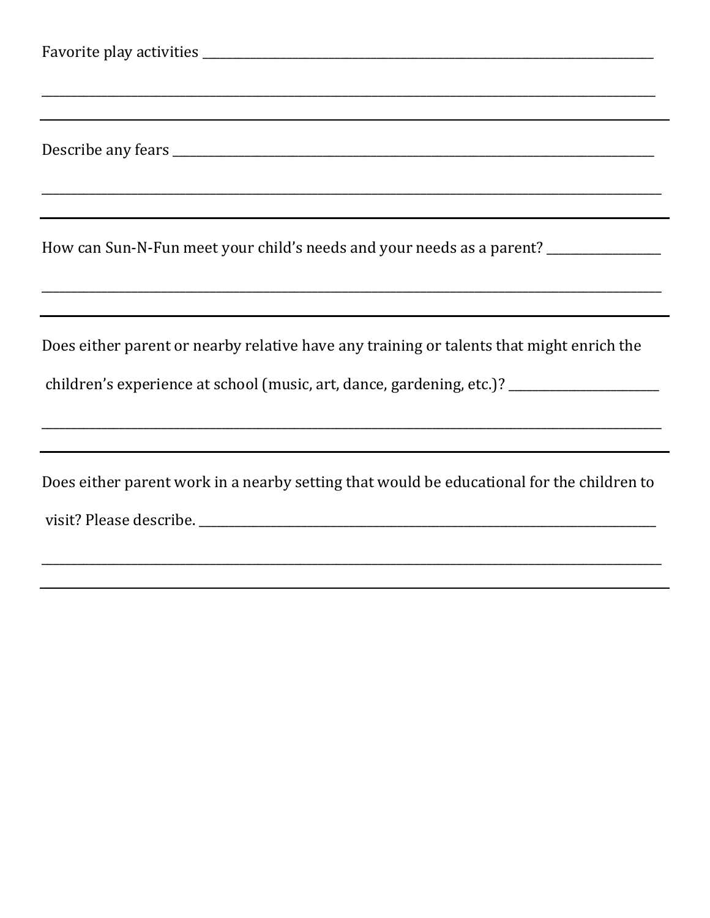Favorite play activities ______________________________________________________________________________

___________________________________________________________________________________________________

---

Describe any fears ___________________________________________________________________________________

___________________________________________________________________________________________________

---

How can Sun-N-Fun meet your child's needs and your needs as a parent? ___________________

___________________________________________________________________________________________________

---

Does either parent or nearby relative have any training or talents that might enrich the children's experience at school (music, art, dance, gardening, etc.)? _________________________

___________________________________________________________________________________________________

---

Does either parent work in a nearby setting that would be educational for the children to visit? Please describe. ________________________________________________________________________________

___________________________________________________________________________________________________

---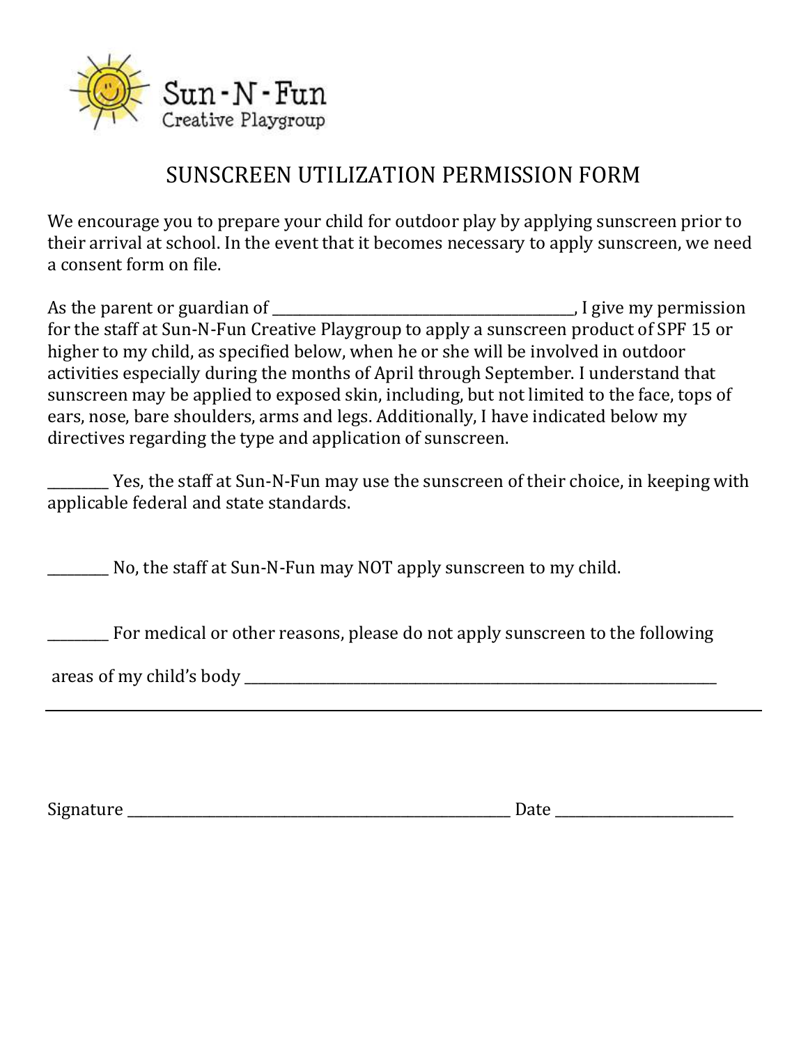Sun-N-Fun
Creative Playgroup

# SUNSCREEN UTILIZATION PERMISSION FORM

We encourage you to prepare your child for outdoor play by applying sunscreen prior to their arrival at school. In the event that it becomes necessary to apply sunscreen, we need a consent form on file.

As the parent or guardian of ________________________________________, I give my permission for the staff at Sun-N-Fun Creative Playgroup to apply a sunscreen product of SPF 15 or higher to my child, as specified below, when he or she will be involved in outdoor activities especially during the months of April through September. I understand that sunscreen may be applied to exposed skin, including, but not limited to the face, tops of ears, nose, bare shoulders, arms and legs. Additionally, I have indicated below my directives regarding the type and application of sunscreen.

_________ Yes, the staff at Sun-N-Fun may use the sunscreen of their choice, in keeping with applicable federal and state standards.

_________ No, the staff at Sun-N-Fun may NOT apply sunscreen to my child.

_________ For medical or other reasons, please do not apply sunscreen to the following

areas of my child's body _________________________________________________________________

---

Signature ___________________________________________________ Date _______________________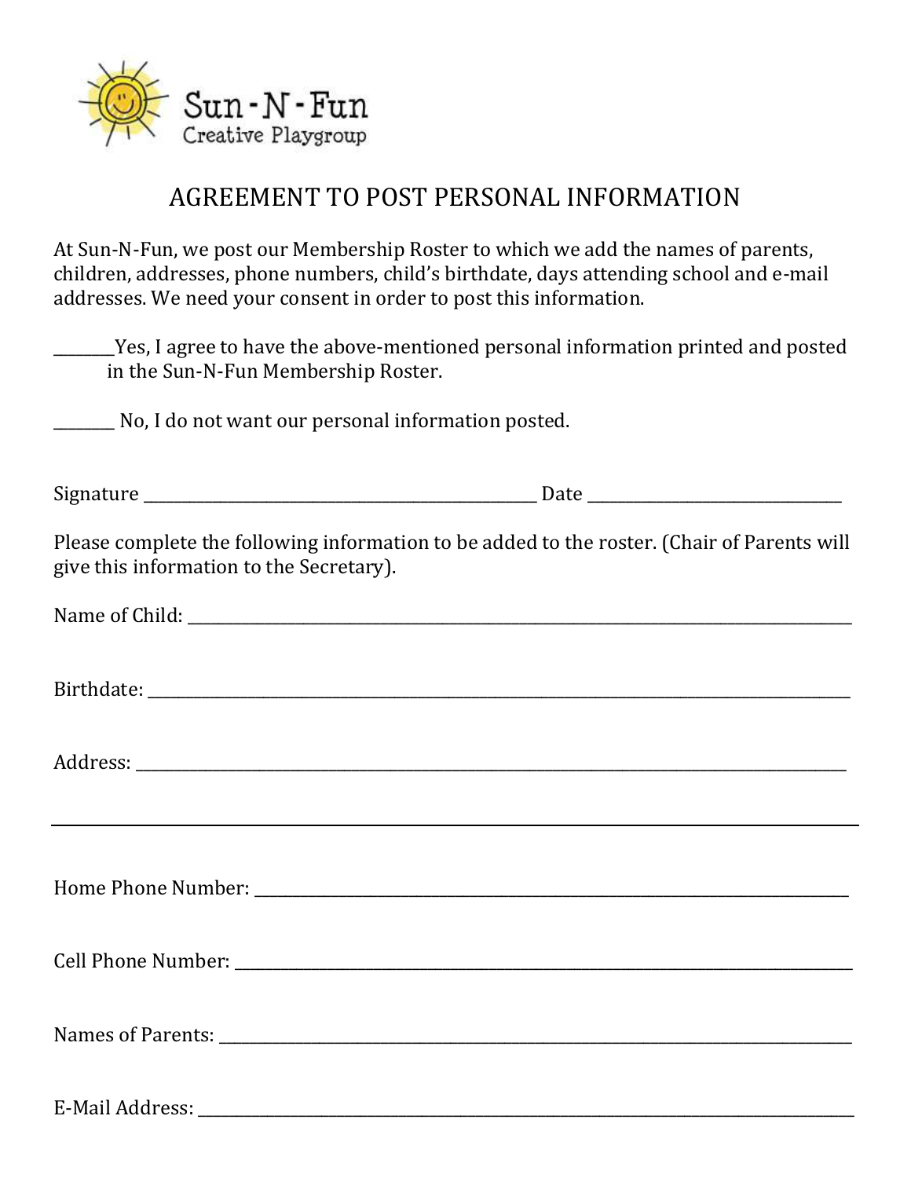Sun-N-Fun
Creative Playgroup

# AGREEMENT TO POST PERSONAL INFORMATION

At Sun-N-Fun, we post our Membership Roster to which we add the names of parents, children, addresses, phone numbers, child's birthdate, days attending school and e-mail addresses. We need your consent in order to post this information.

________Yes, I agree to have the above-mentioned personal information printed and posted in the Sun-N-Fun Membership Roster.

________ No, I do not want our personal information posted.

Signature ________________________________________ Date ________________________

Please complete the following information to be added to the roster. (Chair of Parents will give this information to the Secretary).

Name of Child: ______________________________________________________________

Birthdate: __________________________________________________________________

Address: ___________________________________________________________________

_____________________________________________________________________________

Home Phone Number: _________________________________________________________

Cell Phone Number: __________________________________________________________

Names of Parents: ____________________________________________________________

E-Mail Address: ______________________________________________________________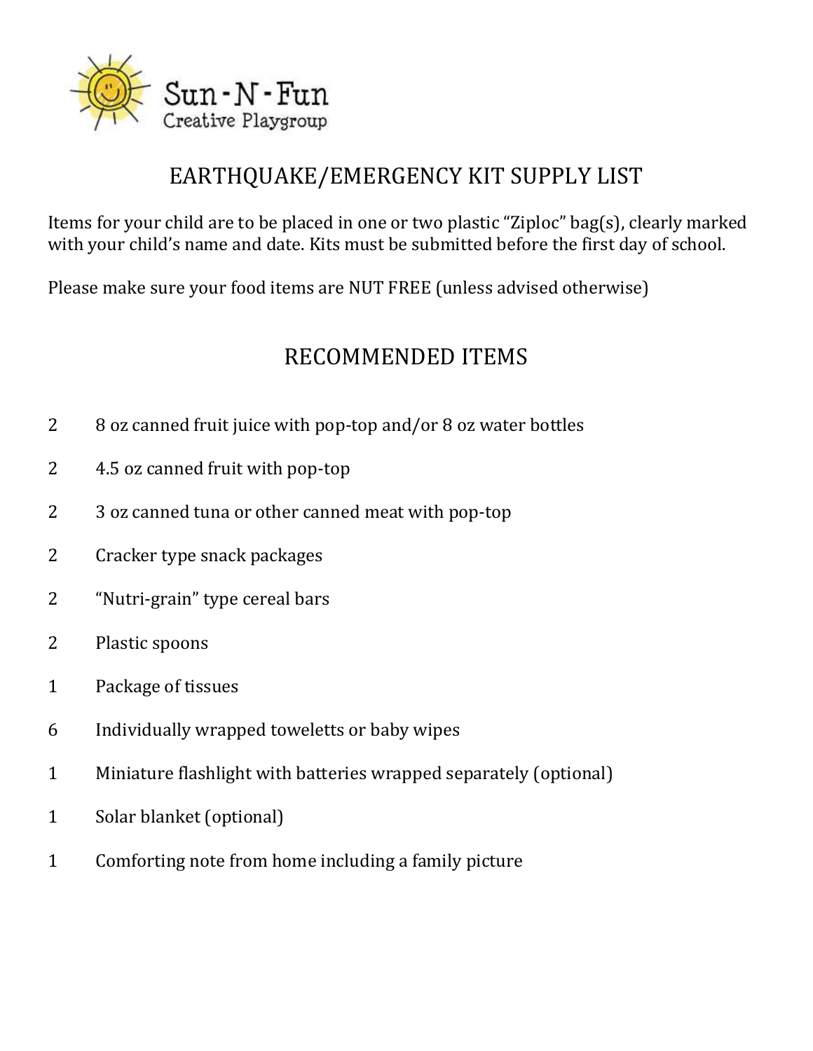Sun-N-Fun
Creative Playgroup

# EARTHQUAKE/EMERGENCY KIT SUPPLY LIST

Items for your child are to be placed in one or two plastic "Ziploc" bag(s), clearly marked with your child's name and date. Kits must be submitted before the first day of school.

Please make sure your food items are NUT FREE (unless advised otherwise)

## RECOMMENDED ITEMS

| | |
|---|---|
| 2 | 8 oz canned fruit juice with pop-top and/or 8 oz water bottles |
| 2 | 4.5 oz canned fruit with pop-top |
| 2 | 3 oz canned tuna or other canned meat with pop-top |
| 2 | Cracker type snack packages |
| 2 | "Nutri-grain" type cereal bars |
| 2 | Plastic spoons |
| 1 | Package of tissues |
| 6 | Individually wrapped toweletts or baby wipes |
| 1 | Miniature flashlight with batteries wrapped separately (optional) |
| 1 | Solar blanket (optional) |
| 1 | Comforting note from home including a family picture |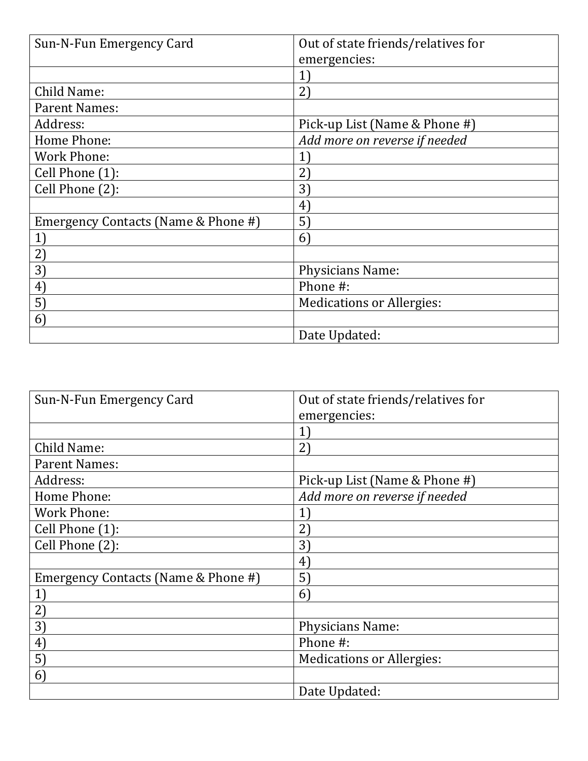| Sun-N-Fun Emergency Card | Out of state friends/relatives for emergencies: |
|---|---|
| | 1) |
| Child Name: | 2) |
| Parent Names: | |
| Address: | Pick-up List (Name & Phone #) |
| Home Phone: | *Add more on reverse if needed* |
| Work Phone: | 1) |
| Cell Phone (1): | 2) |
| Cell Phone (2): | 3) |
| | 4) |
| Emergency Contacts (Name & Phone #) | 5) |
| 1) | 6) |
| 2) | |
| 3) | Physicians Name: |
| 4) | Phone #: |
| 5) | Medications or Allergies: |
| 6) | |
| | Date Updated: |

| Sun-N-Fun Emergency Card | Out of state friends/relatives for emergencies: |
|---|---|
| | 1) |
| Child Name: | 2) |
| Parent Names: | |
| Address: | Pick-up List (Name & Phone #) |
| Home Phone: | *Add more on reverse if needed* |
| Work Phone: | 1) |
| Cell Phone (1): | 2) |
| Cell Phone (2): | 3) |
| | 4) |
| Emergency Contacts (Name & Phone #) | 5) |
| 1) | 6) |
| 2) | |
| 3) | Physicians Name: |
| 4) | Phone #: |
| 5) | Medications or Allergies: |
| 6) | |
| | Date Updated: |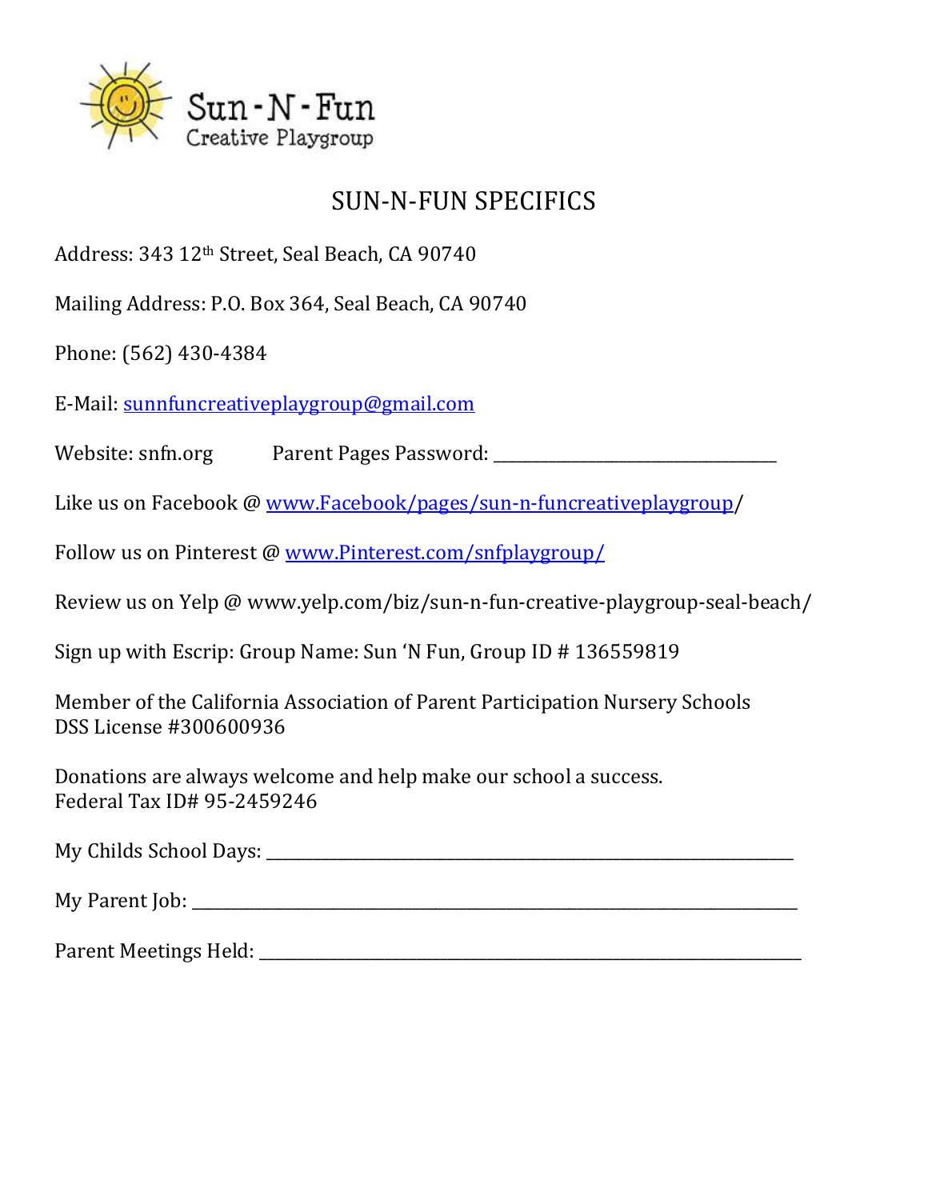Sun-N-Fun
Creative Playgroup

# SUN-N-FUN SPECIFICS

Address: 343 12th Street, Seal Beach, CA 90740

Mailing Address: P.O. Box 364, Seal Beach, CA 90740

Phone: (562) 430-4384

E-Mail: sunnfuncreativeplaygroup@gmail.com

Website: snfn.org    Parent Pages Password: ______________________________

Like us on Facebook @ www.Facebook/pages/sun-n-funcreativeplaygroup/

Follow us on Pinterest @ www.Pinterest.com/snfplaygroup/

Review us on Yelp @ www.yelp.com/biz/sun-n-fun-creative-playgroup-seal-beach/

Sign up with Escrip: Group Name: Sun 'N Fun, Group ID # 136559819

Member of the California Association of Parent Participation Nursery Schools
DSS License #300600936

Donations are always welcome and help make our school a success.
Federal Tax ID# 95-2459246

My Childs School Days: ______________________________________________________

My Parent Job: ______________________________________________________________

Parent Meetings Held: ________________________________________________________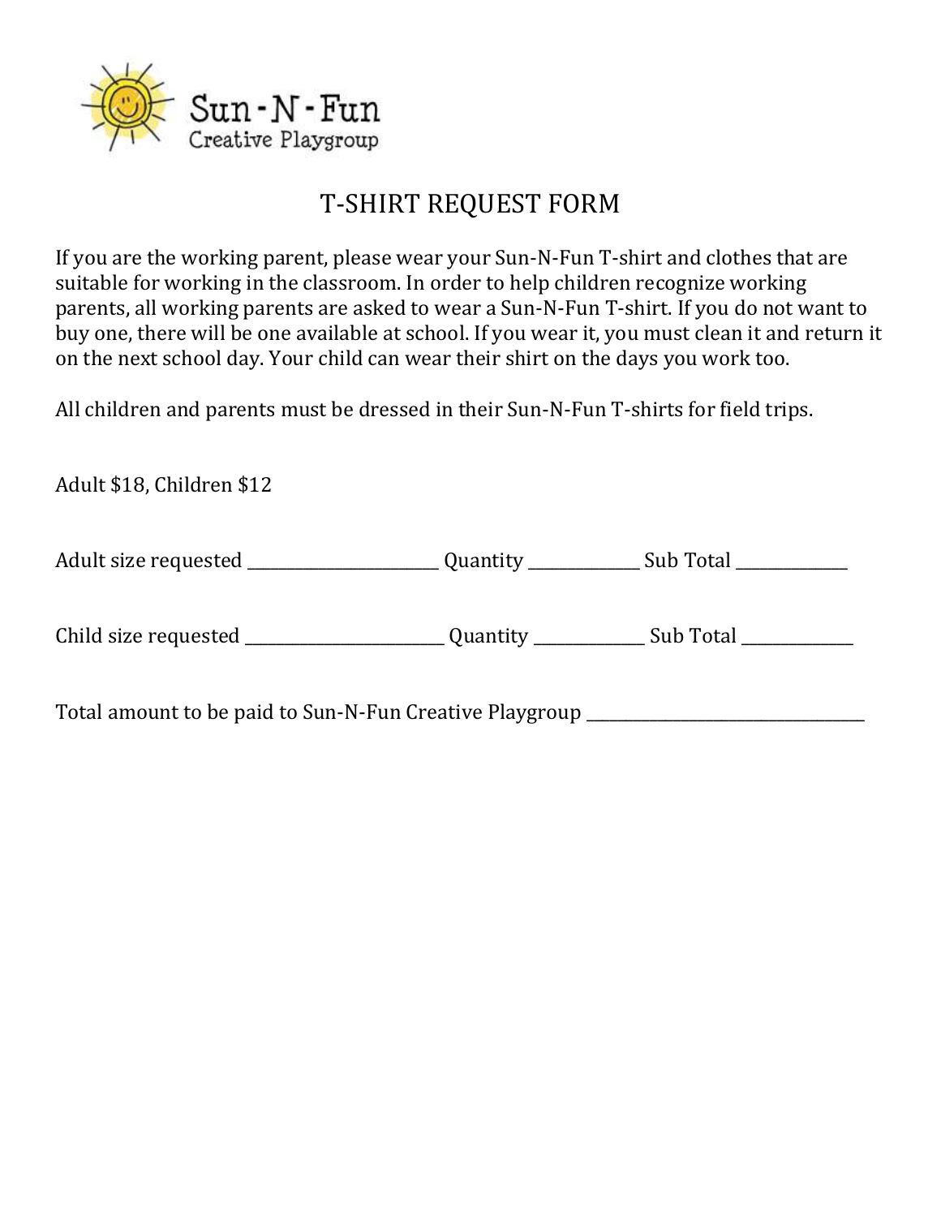Sun-N-Fun
Creative Playgroup

# T-SHIRT REQUEST FORM

If you are the working parent, please wear your Sun-N-Fun T-shirt and clothes that are suitable for working in the classroom. In order to help children recognize working parents, all working parents are asked to wear a Sun-N-Fun T-shirt. If you do not want to buy one, there will be one available at school. If you wear it, you must clean it and return it on the next school day. Your child can wear their shirt on the days you work too.

All children and parents must be dressed in their Sun-N-Fun T-shirts for field trips.

Adult $18, Children $12

Adult size requested ________________________ Quantity ______________ Sub Total ______________

Child size requested ________________________ Quantity ______________ Sub Total ______________

Total amount to be paid to Sun-N-Fun Creative Playgroup ___________________________________